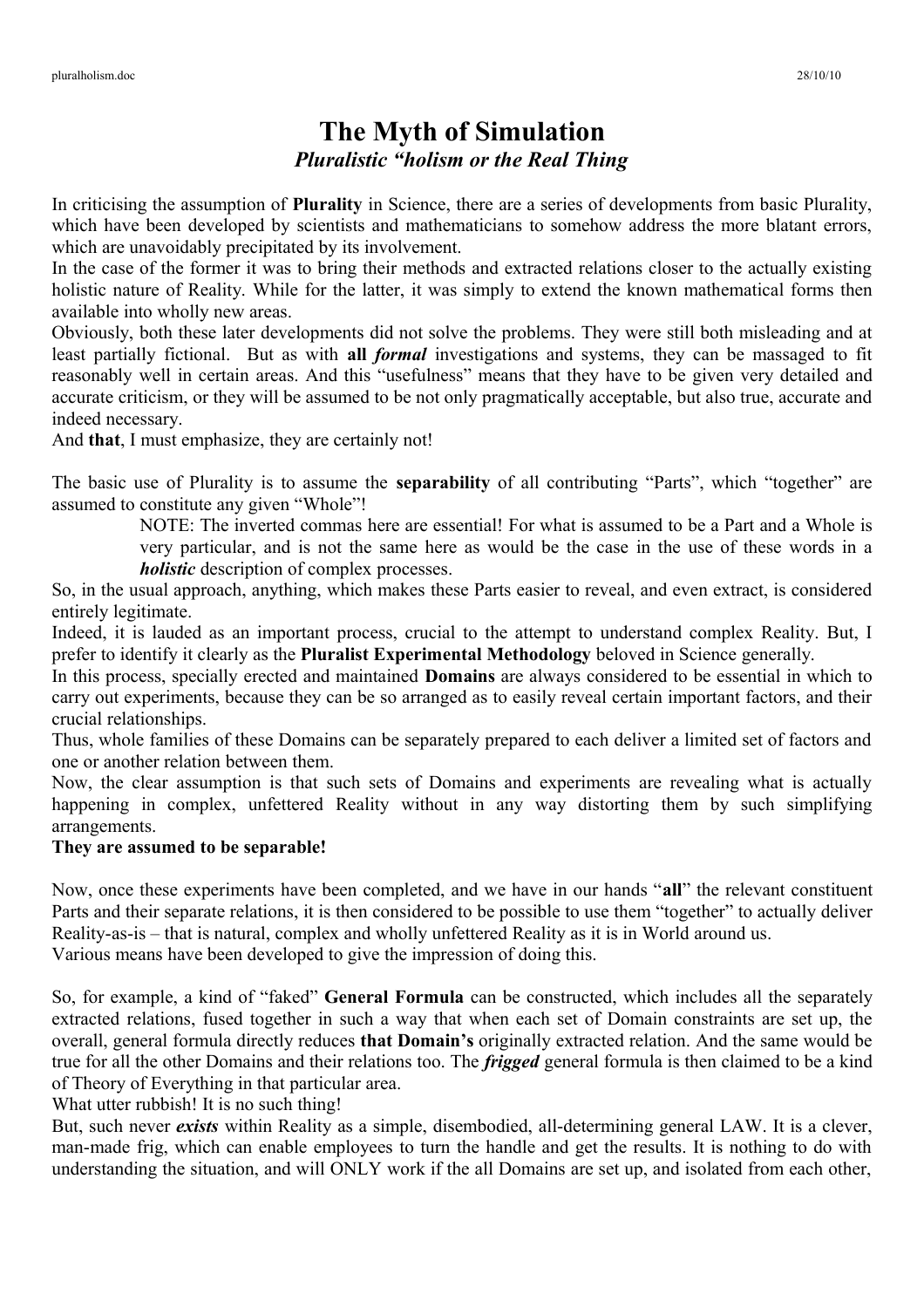# The Myth of Simulation

## *Pluralistic "holism or the Real Thing*

In criticising the assumption of **Plurality** in Science, there are a series of developments from basic Plurality, which have been developed by scientists and mathematicians to somehow address the more blatant errors, which are unavoidably precipitated by its involvement.

In the case of the former it was to bring their methods and extracted relations closer to the actually existing holistic nature of Reality. While for the latter, it was simply to extend the known mathematical forms then available into wholly new areas.

Obviously, both these later developments did not solve the problems. They were still both misleading and at least partially fictional. But as with **all *formal*** investigations and systems, they can be massaged to fit reasonably well in certain areas. And this "usefulness" means that they have to be given very detailed and accurate criticism, or they will be assumed to be not only pragmatically acceptable, but also true, accurate and indeed necessary.

And **that**, I must emphasize, they are certainly not!

The basic use of Plurality is to assume the **separability** of all contributing "Parts", which "together" are assumed to constitute any given "Whole"!

> NOTE: The inverted commas here are essential! For what is assumed to be a Part and a Whole is very particular, and is not the same here as would be the case in the use of these words in a ***holistic*** description of complex processes.

So, in the usual approach, anything, which makes these Parts easier to reveal, and even extract, is considered entirely legitimate.

Indeed, it is lauded as an important process, crucial to the attempt to understand complex Reality. But, I prefer to identify it clearly as the **Pluralist Experimental Methodology** beloved in Science generally.

In this process, specially erected and maintained **Domains** are always considered to be essential in which to carry out experiments, because they can be so arranged as to easily reveal certain important factors, and their crucial relationships.

Thus, whole families of these Domains can be separately prepared to each deliver a limited set of factors and one or another relation between them.

Now, the clear assumption is that such sets of Domains and experiments are revealing what is actually happening in complex, unfettered Reality without in any way distorting them by such simplifying arrangements.

**They are assumed to be separable!**

Now, once these experiments have been completed, and we have in our hands "**all**" the relevant constituent Parts and their separate relations, it is then considered to be possible to use them "together" to actually deliver Reality-as-is – that is natural, complex and wholly unfettered Reality as it is in World around us.

Various means have been developed to give the impression of doing this.

So, for example, a kind of "faked" **General Formula** can be constructed, which includes all the separately extracted relations, fused together in such a way that when each set of Domain constraints are set up, the overall, general formula directly reduces **that Domain's** originally extracted relation. And the same would be true for all the other Domains and their relations too. The ***frigged*** general formula is then claimed to be a kind of Theory of Everything in that particular area.

What utter rubbish! It is no such thing!

But, such never ***exists*** within Reality as a simple, disembodied, all-determining general LAW. It is a clever, man-made frig, which can enable employees to turn the handle and get the results. It is nothing to do with understanding the situation, and will ONLY work if the all Domains are set up, and isolated from each other,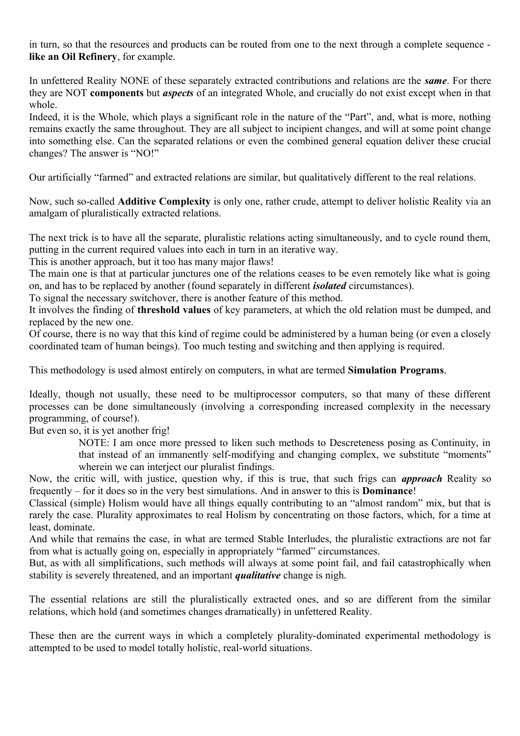in turn, so that the resources and products can be routed from one to the next through a complete sequence - **like an Oil Refinery**, for example.

In unfettered Reality NONE of these separately extracted contributions and relations are the ***same***. For there they are NOT **components** but ***aspects*** of an integrated Whole, and crucially do not exist except when in that whole.

Indeed, it is the Whole, which plays a significant role in the nature of the "Part", and, what is more, nothing remains exactly the same throughout. They are all subject to incipient changes, and will at some point change into something else. Can the separated relations or even the combined general equation deliver these crucial changes? The answer is "NO!"

Our artificially "farmed" and extracted relations are similar, but qualitatively different to the real relations.

Now, such so-called **Additive Complexity** is only one, rather crude, attempt to deliver holistic Reality via an amalgam of pluralistically extracted relations.

The next trick is to have all the separate, pluralistic relations acting simultaneously, and to cycle round them, putting in the current required values into each in turn in an iterative way.

This is another approach, but it too has many major flaws!

The main one is that at particular junctures one of the relations ceases to be even remotely like what is going on, and has to be replaced by another (found separately in different ***isolated*** circumstances).

To signal the necessary switchover, there is another feature of this method.

It involves the finding of **threshold values** of key parameters, at which the old relation must be dumped, and replaced by the new one.

Of course, there is no way that this kind of regime could be administered by a human being (or even a closely coordinated team of human beings). Too much testing and switching and then applying is required.

This methodology is used almost entirely on computers, in what are termed **Simulation Programs**.

Ideally, though not usually, these need to be multiprocessor computers, so that many of these different processes can be done simultaneously (involving a corresponding increased complexity in the necessary programming, of course!).

But even so, it is yet another frig!

> NOTE: I am once more pressed to liken such methods to Descreteness posing as Continuity, in that instead of an immanently self-modifying and changing complex, we substitute "moments" wherein we can interject our pluralist findings.

Now, the critic will, with justice, question why, if this is true, that such frigs can ***approach*** Reality so frequently – for it does so in the very best simulations. And in answer to this is **Dominance**!

Classical (simple) Holism would have all things equally contributing to an "almost random" mix, but that is rarely the case. Plurality approximates to real Holism by concentrating on those factors, which, for a time at least, dominate.

And while that remains the case, in what are termed Stable Interludes, the pluralistic extractions are not far from what is actually going on, especially in appropriately "farmed" circumstances.

But, as with all simplifications, such methods will always at some point fail, and fail catastrophically when stability is severely threatened, and an important ***qualitative*** change is nigh.

The essential relations are still the pluralistically extracted ones, and so are different from the similar relations, which hold (and sometimes changes dramatically) in unfettered Reality.

These then are the current ways in which a completely plurality-dominated experimental methodology is attempted to be used to model totally holistic, real-world situations.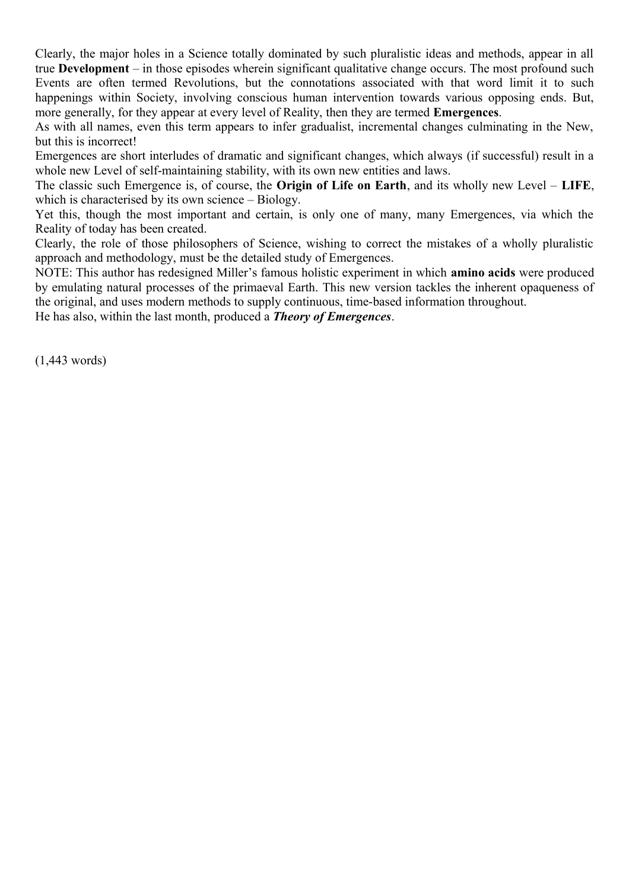Clearly, the major holes in a Science totally dominated by such pluralistic ideas and methods, appear in all true **Development** – in those episodes wherein significant qualitative change occurs. The most profound such Events are often termed Revolutions, but the connotations associated with that word limit it to such happenings within Society, involving conscious human intervention towards various opposing ends. But, more generally, for they appear at every level of Reality, then they are termed **Emergences**.

As with all names, even this term appears to infer gradualist, incremental changes culminating in the New, but this is incorrect!

Emergences are short interludes of dramatic and significant changes, which always (if successful) result in a whole new Level of self-maintaining stability, with its own new entities and laws.

The classic such Emergence is, of course, the **Origin of Life on Earth**, and its wholly new Level – **LIFE**, which is characterised by its own science – Biology.

Yet this, though the most important and certain, is only one of many, many Emergences, via which the Reality of today has been created.

Clearly, the role of those philosophers of Science, wishing to correct the mistakes of a wholly pluralistic approach and methodology, must be the detailed study of Emergences.

NOTE: This author has redesigned Miller's famous holistic experiment in which **amino acids** were produced by emulating natural processes of the primaeval Earth. This new version tackles the inherent opaqueness of the original, and uses modern methods to supply continuous, time-based information throughout.

He has also, within the last month, produced a ***Theory of Emergences***.

(1,443 words)